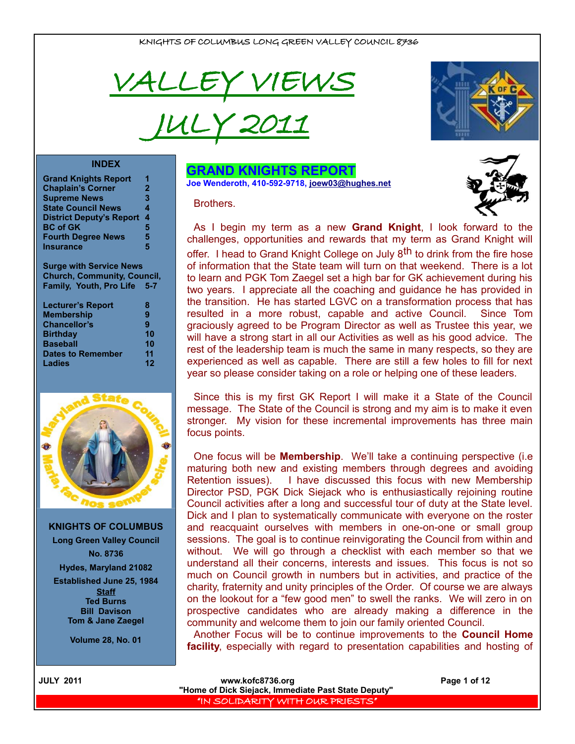KNIGHTS OF COLUMBUS LONG GREEN VALLEY COUNCIL 8736

# VALLEY VIEWS
# JULY 2011

**INDEX**

| | |
|---|---|
| Grand Knights Report | 1 |
| Chaplain's Corner | 2 |
| Supreme News | 3 |
| State Council News | 4 |
| District Deputy's Report | 4 |
| BC of GK | 5 |
| Fourth Degree News | 5 |
| Insurance | 5 |
| Surge with Service News Church, Community, Council, Family, Youth, Pro Life | 5-7 |
| Lecturer's Report | 8 |
| Membership | 9 |
| Chancellor's | 9 |
| Birthday | 10 |
| Baseball | 10 |
| Dates to Remember | 11 |
| Ladies | 12 |

**KNIGHTS OF COLUMBUS**
**Long Green Valley Council**
**No. 8736**
**Hydes, Maryland 21082**
**Established June 25, 1984**

**Staff**
**Ted Burns**
**Bill Davison**
**Tom & Jane Zaegel**

**Volume 28, No. 01**

## GRAND KNIGHTS REPORT

**Joe Wenderoth, 410-592-9718, joew03@hughes.net**

Brothers.

As I begin my term as a new **Grand Knight**, I look forward to the challenges, opportunities and rewards that my term as Grand Knight will offer. I head to Grand Knight College on July 8th to drink from the fire hose of information that the State team will turn on that weekend. There is a lot to learn and PGK Tom Zaegel set a high bar for GK achievement during his two years. I appreciate all the coaching and guidance he has provided in the transition. He has started LGVC on a transformation process that has resulted in a more robust, capable and active Council. Since Tom graciously agreed to be Program Director as well as Trustee this year, we will have a strong start in all our Activities as well as his good advice. The rest of the leadership team is much the same in many respects, so they are experienced as well as capable. There are still a few holes to fill for next year so please consider taking on a role or helping one of these leaders.

Since this is my first GK Report I will make it a State of the Council message. The State of the Council is strong and my aim is to make it even stronger. My vision for these incremental improvements has three main focus points.

One focus will be **Membership**. We'll take a continuing perspective (i.e maturing both new and existing members through degrees and avoiding Retention issues). I have discussed this focus with new Membership Director PSD, PGK Dick Siejack who is enthusiastically rejoining routine Council activities after a long and successful tour of duty at the State level. Dick and I plan to systematically communicate with everyone on the roster and reacquaint ourselves with members in one-on-one or small group sessions. The goal is to continue reinvigorating the Council from within and without. We will go through a checklist with each member so that we understand all their concerns, interests and issues. This focus is not so much on Council growth in numbers but in activities, and practice of the charity, fraternity and unity principles of the Order. Of course we are always on the lookout for a "few good men" to swell the ranks. We will zero in on prospective candidates who are already making a difference in the community and welcome them to join our family oriented Council.

Another Focus will be to continue improvements to the **Council Home facility**, especially with regard to presentation capabilities and hosting of

JULY 2011 www.kofc8736.org
"Home of Dick Siejack, Immediate Past State Deputy"
"IN SOLIDARITY WITH OUR PRIESTS"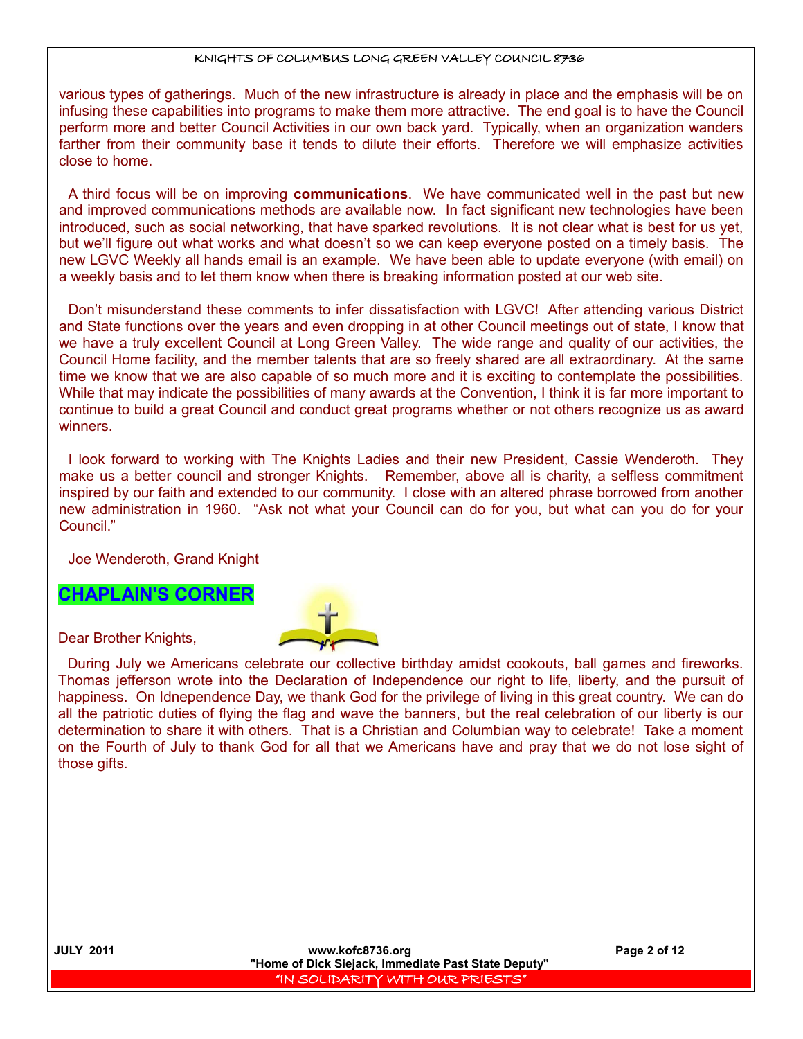various types of gatherings. Much of the new infrastructure is already in place and the emphasis will be on infusing these capabilities into programs to make them more attractive. The end goal is to have the Council perform more and better Council Activities in our own back yard. Typically, when an organization wanders farther from their community base it tends to dilute their efforts. Therefore we will emphasize activities close to home.

A third focus will be on improving **communications**. We have communicated well in the past but new and improved communications methods are available now. In fact significant new technologies have been introduced, such as social networking, that have sparked revolutions. It is not clear what is best for us yet, but we'll figure out what works and what doesn't so we can keep everyone posted on a timely basis. The new LGVC Weekly all hands email is an example. We have been able to update everyone (with email) on a weekly basis and to let them know when there is breaking information posted at our web site.

Don't misunderstand these comments to infer dissatisfaction with LGVC! After attending various District and State functions over the years and even dropping in at other Council meetings out of state, I know that we have a truly excellent Council at Long Green Valley. The wide range and quality of our activities, the Council Home facility, and the member talents that are so freely shared are all extraordinary. At the same time we know that we are also capable of so much more and it is exciting to contemplate the possibilities. While that may indicate the possibilities of many awards at the Convention, I think it is far more important to continue to build a great Council and conduct great programs whether or not others recognize us as award winners.

I look forward to working with The Knights Ladies and their new President, Cassie Wenderoth. They make us a better council and stronger Knights. Remember, above all is charity, a selfless commitment inspired by our faith and extended to our community. I close with an altered phrase borrowed from another new administration in 1960. "Ask not what your Council can do for you, but what can you do for your Council."

Joe Wenderoth, Grand Knight

## CHAPLAIN'S CORNER

Dear Brother Knights,

During July we Americans celebrate our collective birthday amidst cookouts, ball games and fireworks. Thomas jefferson wrote into the Declaration of Independence our right to life, liberty, and the pursuit of happiness. On Idnependence Day, we thank God for the privilege of living in this great country. We can do all the patriotic duties of flying the flag and wave the banners, but the real celebration of our liberty is our determination to share it with others. That is a Christian and Columbian way to celebrate! Take a moment on the Fourth of July to thank God for all that we Americans have and pray that we do not lose sight of those gifts.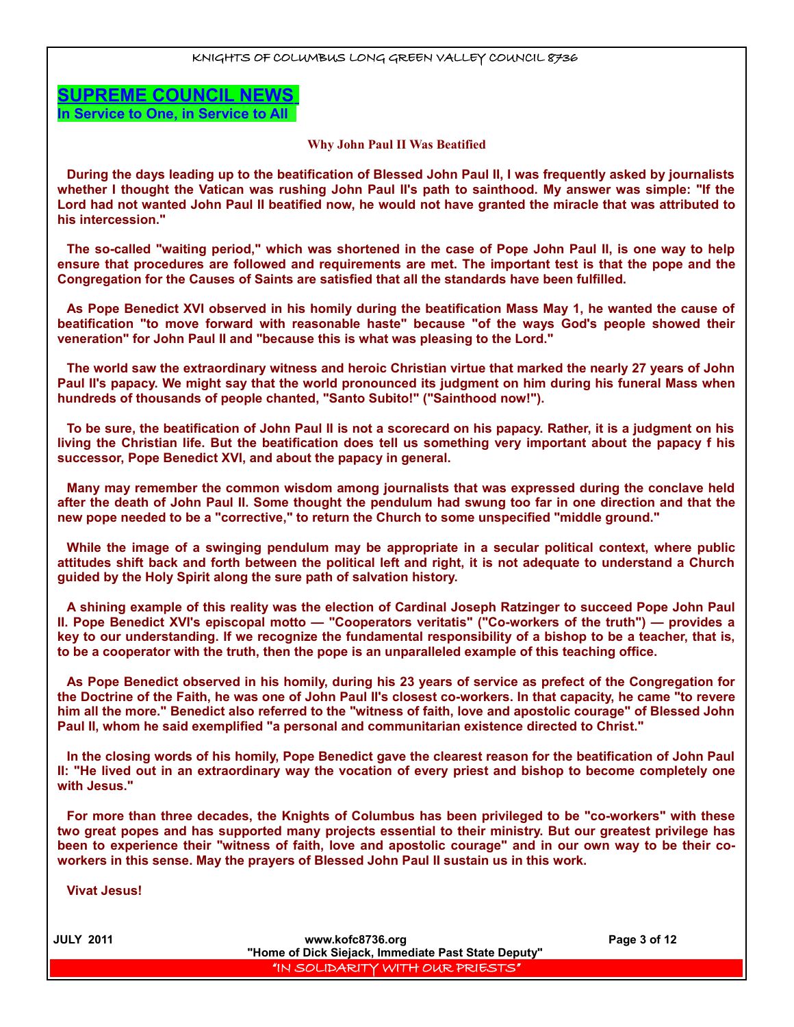## SUPREME COUNCIL NEWS

**In Service to One, in Service to All**

### Why John Paul II Was Beatified

During the days leading up to the beatification of Blessed John Paul II, I was frequently asked by journalists whether I thought the Vatican was rushing John Paul II's path to sainthood. My answer was simple: "If the Lord had not wanted John Paul II beatified now, he would not have granted the miracle that was attributed to his intercession."

The so-called "waiting period," which was shortened in the case of Pope John Paul II, is one way to help ensure that procedures are followed and requirements are met. The important test is that the pope and the Congregation for the Causes of Saints are satisfied that all the standards have been fulfilled.

As Pope Benedict XVI observed in his homily during the beatification Mass May 1, he wanted the cause of beatification "to move forward with reasonable haste" because "of the ways God's people showed their veneration" for John Paul II and "because this is what was pleasing to the Lord."

The world saw the extraordinary witness and heroic Christian virtue that marked the nearly 27 years of John Paul II's papacy. We might say that the world pronounced its judgment on him during his funeral Mass when hundreds of thousands of people chanted, "Santo Subito!" ("Sainthood now!").

To be sure, the beatification of John Paul II is not a scorecard on his papacy. Rather, it is a judgment on his living the Christian life. But the beatification does tell us something very important about the papacy f his successor, Pope Benedict XVI, and about the papacy in general.

Many may remember the common wisdom among journalists that was expressed during the conclave held after the death of John Paul II. Some thought the pendulum had swung too far in one direction and that the new pope needed to be a "corrective," to return the Church to some unspecified "middle ground."

While the image of a swinging pendulum may be appropriate in a secular political context, where public attitudes shift back and forth between the political left and right, it is not adequate to understand a Church guided by the Holy Spirit along the sure path of salvation history.

A shining example of this reality was the election of Cardinal Joseph Ratzinger to succeed Pope John Paul II. Pope Benedict XVI's episcopal motto — "Cooperators veritatis" ("Co-workers of the truth") — provides a key to our understanding. If we recognize the fundamental responsibility of a bishop to be a teacher, that is, to be a cooperator with the truth, then the pope is an unparalleled example of this teaching office.

As Pope Benedict observed in his homily, during his 23 years of service as prefect of the Congregation for the Doctrine of the Faith, he was one of John Paul II's closest co-workers. In that capacity, he came "to revere him all the more." Benedict also referred to the "witness of faith, love and apostolic courage" of Blessed John Paul II, whom he said exemplified "a personal and communitarian existence directed to Christ."

In the closing words of his homily, Pope Benedict gave the clearest reason for the beatification of John Paul II: "He lived out in an extraordinary way the vocation of every priest and bishop to become completely one with Jesus."

For more than three decades, the Knights of Columbus has been privileged to be "co-workers" with these two great popes and has supported many projects essential to their ministry. But our greatest privilege has been to experience their "witness of faith, love and apostolic courage" and in our own way to be their co-workers in this sense. May the prayers of Blessed John Paul II sustain us in this work.

Vivat Jesus!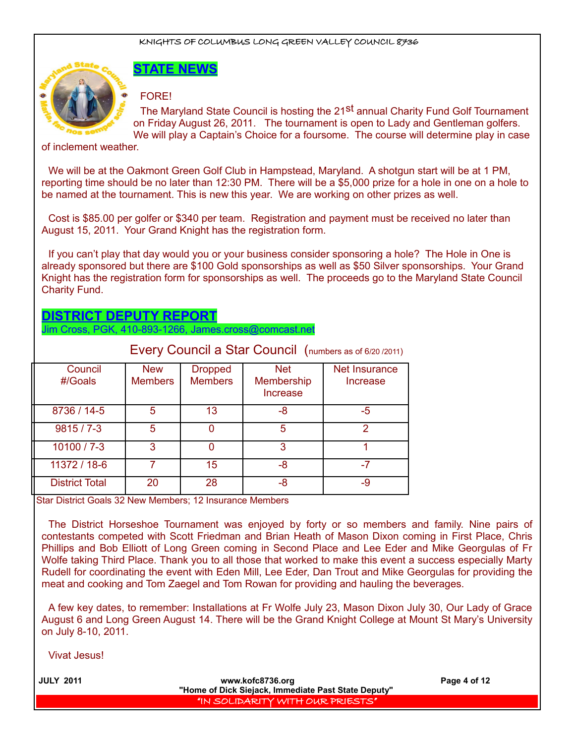## STATE NEWS

FORE!

The Maryland State Council is hosting the 21st annual Charity Fund Golf Tournament on Friday August 26, 2011. The tournament is open to Lady and Gentleman golfers. We will play a Captain's Choice for a foursome. The course will determine play in case of inclement weather.

We will be at the Oakmont Green Golf Club in Hampstead, Maryland. A shotgun start will be at 1 PM, reporting time should be no later than 12:30 PM. There will be a $5,000 prize for a hole in one on a hole to be named at the tournament. This is new this year. We are working on other prizes as well.

Cost is $85.00 per golfer or $340 per team. Registration and payment must be received no later than August 15, 2011. Your Grand Knight has the registration form.

If you can't play that day would you or your business consider sponsoring a hole? The Hole in One is already sponsored but there are $100 Gold sponsorships as well as $50 Silver sponsorships. Your Grand Knight has the registration form for sponsorships as well. The proceeds go to the Maryland State Council Charity Fund.

## DISTRICT DEPUTY REPORT

Jim Cross, PGK, 410-893-1266, James.cross@comcast.net

### Every Council a Star Council (numbers as of 6/20 /2011)

| Council #/Goals | New Members | Dropped Members | Net Membership Increase | Net Insurance Increase |
|---|---|---|---|---|
| 8736 / 14-5 | 5 | 13 | -8 | -5 |
| 9815 / 7-3 | 5 | 0 | 5 | 2 |
| 10100 / 7-3 | 3 | 0 | 3 | 1 |
| 11372 / 18-6 | 7 | 15 | -8 | -7 |
| District Total | 20 | 28 | -8 | -9 |

Star District Goals 32 New Members; 12 Insurance Members

The District Horseshoe Tournament was enjoyed by forty or so members and family. Nine pairs of contestants competed with Scott Friedman and Brian Heath of Mason Dixon coming in First Place, Chris Phillips and Bob Elliott of Long Green coming in Second Place and Lee Eder and Mike Georgulas of Fr Wolfe taking Third Place. Thank you to all those that worked to make this event a success especially Marty Rudell for coordinating the event with Eden Mill, Lee Eder, Dan Trout and Mike Georgulas for providing the meat and cooking and Tom Zaegel and Tom Rowan for providing and hauling the beverages.

A few key dates, to remember: Installations at Fr Wolfe July 23, Mason Dixon July 30, Our Lady of Grace August 6 and Long Green August 14. There will be the Grand Knight College at Mount St Mary's University on July 8-10, 2011.

Vivat Jesus!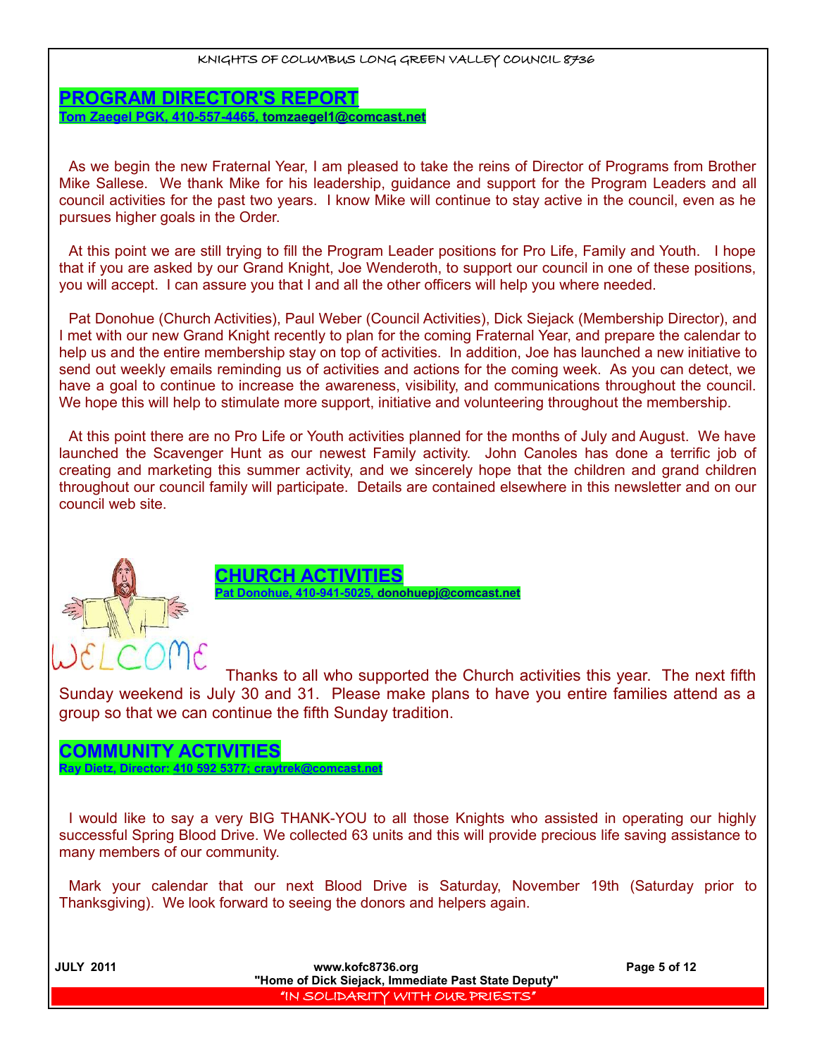## PROGRAM DIRECTOR'S REPORT

**Tom Zaegel PGK, 410-557-4465, tomzaegel1@comcast.net**

As we begin the new Fraternal Year, I am pleased to take the reins of Director of Programs from Brother Mike Sallese. We thank Mike for his leadership, guidance and support for the Program Leaders and all council activities for the past two years. I know Mike will continue to stay active in the council, even as he pursues higher goals in the Order.

At this point we are still trying to fill the Program Leader positions for Pro Life, Family and Youth. I hope that if you are asked by our Grand Knight, Joe Wenderoth, to support our council in one of these positions, you will accept. I can assure you that I and all the other officers will help you where needed.

Pat Donohue (Church Activities), Paul Weber (Council Activities), Dick Siejack (Membership Director), and I met with our new Grand Knight recently to plan for the coming Fraternal Year, and prepare the calendar to help us and the entire membership stay on top of activities. In addition, Joe has launched a new initiative to send out weekly emails reminding us of activities and actions for the coming week. As you can detect, we have a goal to continue to increase the awareness, visibility, and communications throughout the council. We hope this will help to stimulate more support, initiative and volunteering throughout the membership.

At this point there are no Pro Life or Youth activities planned for the months of July and August. We have launched the Scavenger Hunt as our newest Family activity. John Canoles has done a terrific job of creating and marketing this summer activity, and we sincerely hope that the children and grand children throughout our council family will participate. Details are contained elsewhere in this newsletter and on our council web site.

## CHURCH ACTIVITIES

**Pat Donohue, 410-941-5025, donohuepj@comcast.net**

WELCOME

Thanks to all who supported the Church activities this year. The next fifth Sunday weekend is July 30 and 31. Please make plans to have you entire families attend as a group so that we can continue the fifth Sunday tradition.

## COMMUNITY ACTIVITIES

**Ray Dietz, Director: 410 592 5377; craytrek@comcast.net**

I would like to say a very BIG THANK-YOU to all those Knights who assisted in operating our highly successful Spring Blood Drive. We collected 63 units and this will provide precious life saving assistance to many members of our community.

Mark your calendar that our next Blood Drive is Saturday, November 19th (Saturday prior to Thanksgiving). We look forward to seeing the donors and helpers again.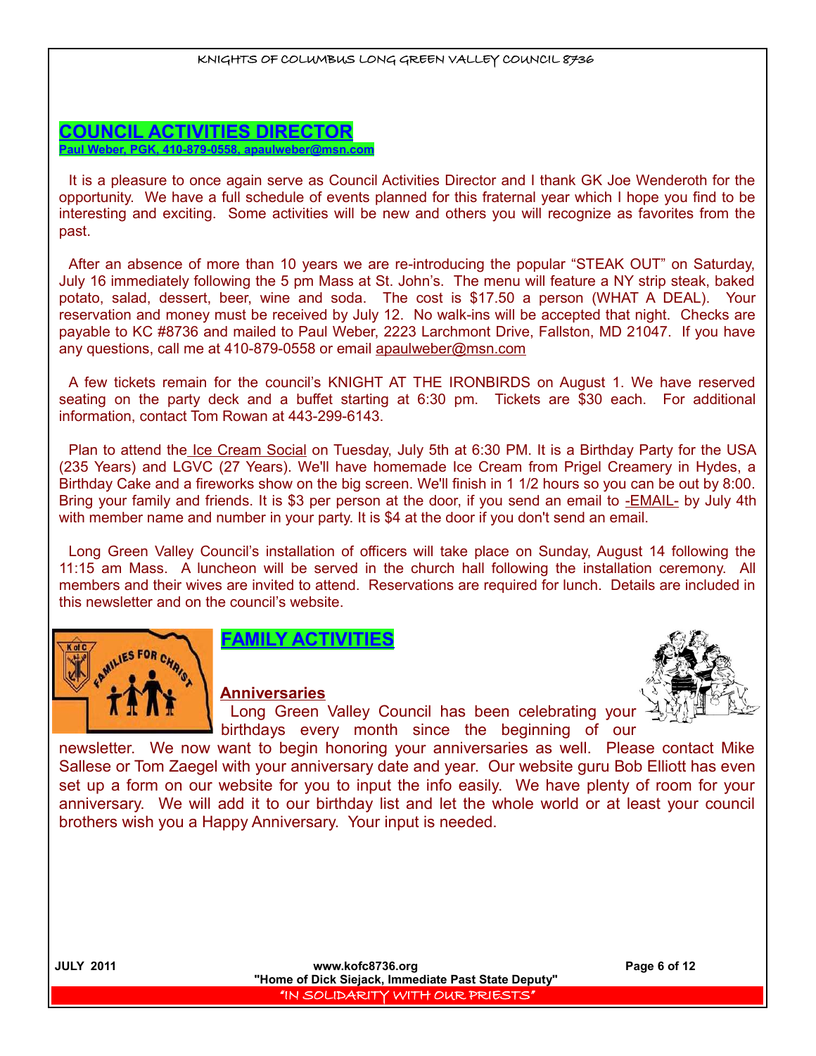## COUNCIL ACTIVITIES DIRECTOR

**Paul Weber, PGK, 410-879-0558, apaulweber@msn.com**

It is a pleasure to once again serve as Council Activities Director and I thank GK Joe Wenderoth for the opportunity. We have a full schedule of events planned for this fraternal year which I hope you find to be interesting and exciting. Some activities will be new and others you will recognize as favorites from the past.

After an absence of more than 10 years we are re-introducing the popular "STEAK OUT" on Saturday, July 16 immediately following the 5 pm Mass at St. John's. The menu will feature a NY strip steak, baked potato, salad, dessert, beer, wine and soda. The cost is $17.50 a person (WHAT A DEAL). Your reservation and money must be received by July 12. No walk-ins will be accepted that night. Checks are payable to KC #8736 and mailed to Paul Weber, 2223 Larchmont Drive, Fallston, MD 21047. If you have any questions, call me at 410-879-0558 or email apaulweber@msn.com

A few tickets remain for the council's KNIGHT AT THE IRONBIRDS on August 1. We have reserved seating on the party deck and a buffet starting at 6:30 pm. Tickets are $30 each. For additional information, contact Tom Rowan at 443-299-6143.

Plan to attend the Ice Cream Social on Tuesday, July 5th at 6:30 PM. It is a Birthday Party for the USA (235 Years) and LGVC (27 Years). We'll have homemade Ice Cream from Prigel Creamery in Hydes, a Birthday Cake and a fireworks show on the big screen. We'll finish in 1 1/2 hours so you can be out by 8:00. Bring your family and friends. It is $3 per person at the door, if you send an email to -EMAIL- by July 4th with member name and number in your party. It is $4 at the door if you don't send an email.

Long Green Valley Council's installation of officers will take place on Sunday, August 14 following the 11:15 am Mass. A luncheon will be served in the church hall following the installation ceremony. All members and their wives are invited to attend. Reservations are required for lunch. Details are included in this newsletter and on the council's website.

## FAMILY ACTIVITIES

### Anniversaries

Long Green Valley Council has been celebrating your birthdays every month since the beginning of our newsletter. We now want to begin honoring your anniversaries as well. Please contact Mike Sallese or Tom Zaegel with your anniversary date and year. Our website guru Bob Elliott has even set up a form on our website for you to input the info easily. We have plenty of room for your anniversary. We will add it to our birthday list and let the whole world or at least your council brothers wish you a Happy Anniversary. Your input is needed.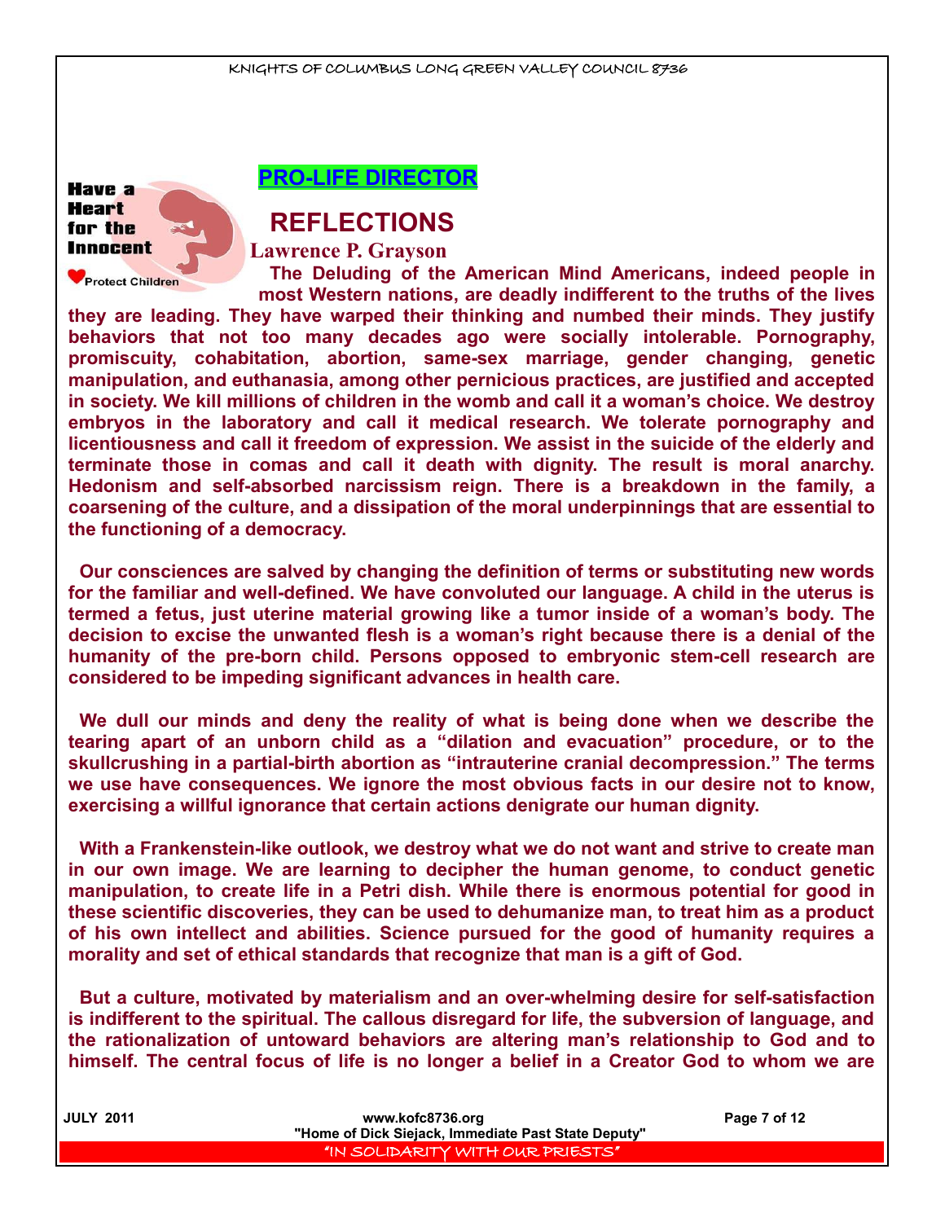Have a Heart for the Innocent

Protect Children

## PRO-LIFE DIRECTOR

# REFLECTIONS

**Lawrence P. Grayson**

**The Deluding of the American Mind Americans, indeed people in most Western nations, are deadly indifferent to the truths of the lives they are leading. They have warped their thinking and numbed their minds. They justify behaviors that not too many decades ago were socially intolerable. Pornography, promiscuity, cohabitation, abortion, same-sex marriage, gender changing, genetic manipulation, and euthanasia, among other pernicious practices, are justified and accepted in society. We kill millions of children in the womb and call it a woman's choice. We destroy embryos in the laboratory and call it medical research. We tolerate pornography and licentiousness and call it freedom of expression. We assist in the suicide of the elderly and terminate those in comas and call it death with dignity. The result is moral anarchy. Hedonism and self-absorbed narcissism reign. There is a breakdown in the family, a coarsening of the culture, and a dissipation of the moral underpinnings that are essential to the functioning of a democracy.**

**Our consciences are salved by changing the definition of terms or substituting new words for the familiar and well-defined. We have convoluted our language. A child in the uterus is termed a fetus, just uterine material growing like a tumor inside of a woman's body. The decision to excise the unwanted flesh is a woman's right because there is a denial of the humanity of the pre-born child. Persons opposed to embryonic stem-cell research are considered to be impeding significant advances in health care.**

**We dull our minds and deny the reality of what is being done when we describe the tearing apart of an unborn child as a "dilation and evacuation" procedure, or to the skullcrushing in a partial-birth abortion as "intrauterine cranial decompression." The terms we use have consequences. We ignore the most obvious facts in our desire not to know, exercising a willful ignorance that certain actions denigrate our human dignity.**

**With a Frankenstein-like outlook, we destroy what we do not want and strive to create man in our own image. We are learning to decipher the human genome, to conduct genetic manipulation, to create life in a Petri dish. While there is enormous potential for good in these scientific discoveries, they can be used to dehumanize man, to treat him as a product of his own intellect and abilities. Science pursued for the good of humanity requires a morality and set of ethical standards that recognize that man is a gift of God.**

**But a culture, motivated by materialism and an over-whelming desire for self-satisfaction is indifferent to the spiritual. The callous disregard for life, the subversion of language, and the rationalization of untoward behaviors are altering man's relationship to God and to himself. The central focus of life is no longer a belief in a Creator God to whom we are**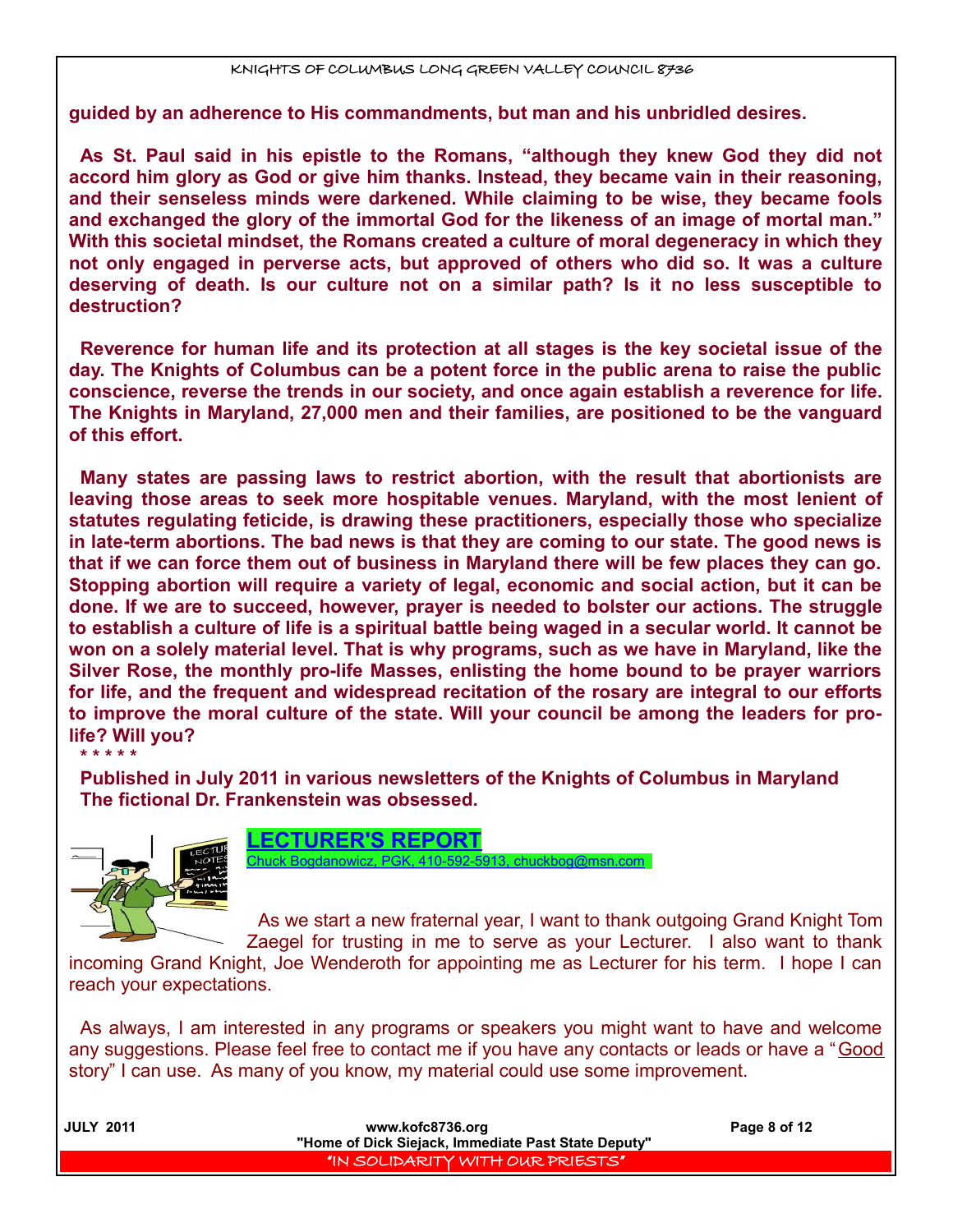**guided by an adherence to His commandments, but man and his unbridled desires.**

**As St. Paul said in his epistle to the Romans, "although they knew God they did not accord him glory as God or give him thanks. Instead, they became vain in their reasoning, and their senseless minds were darkened. While claiming to be wise, they became fools and exchanged the glory of the immortal God for the likeness of an image of mortal man." With this societal mindset, the Romans created a culture of moral degeneracy in which they not only engaged in perverse acts, but approved of others who did so. It was a culture deserving of death. Is our culture not on a similar path? Is it no less susceptible to destruction?**

**Reverence for human life and its protection at all stages is the key societal issue of the day. The Knights of Columbus can be a potent force in the public arena to raise the public conscience, reverse the trends in our society, and once again establish a reverence for life. The Knights in Maryland, 27,000 men and their families, are positioned to be the vanguard of this effort.**

**Many states are passing laws to restrict abortion, with the result that abortionists are leaving those areas to seek more hospitable venues. Maryland, with the most lenient of statutes regulating feticide, is drawing these practitioners, especially those who specialize in late-term abortions. The bad news is that they are coming to our state. The good news is that if we can force them out of business in Maryland there will be few places they can go. Stopping abortion will require a variety of legal, economic and social action, but it can be done. If we are to succeed, however, prayer is needed to bolster our actions. The struggle to establish a culture of life is a spiritual battle being waged in a secular world. It cannot be won on a solely material level. That is why programs, such as we have in Maryland, like the Silver Rose, the monthly pro-life Masses, enlisting the home bound to be prayer warriors for life, and the frequent and widespread recitation of the rosary are integral to our efforts to improve the moral culture of the state. Will your council be among the leaders for pro-life? Will you?**

**\* \* \* \* \***

**Published in July 2011 in various newsletters of the Knights of Columbus in Maryland**
**The fictional Dr. Frankenstein was obsessed.**

## LECTURER'S REPORT

Chuck Bogdanowicz, PGK, 410-592-5913, chuckbog@msn.com

As we start a new fraternal year, I want to thank outgoing Grand Knight Tom Zaegel for trusting in me to serve as your Lecturer. I also want to thank incoming Grand Knight, Joe Wenderoth for appointing me as Lecturer for his term. I hope I can reach your expectations.

As always, I am interested in any programs or speakers you might want to have and welcome any suggestions. Please feel free to contact me if you have any contacts or leads or have a "Good story" I can use. As many of you know, my material could use some improvement.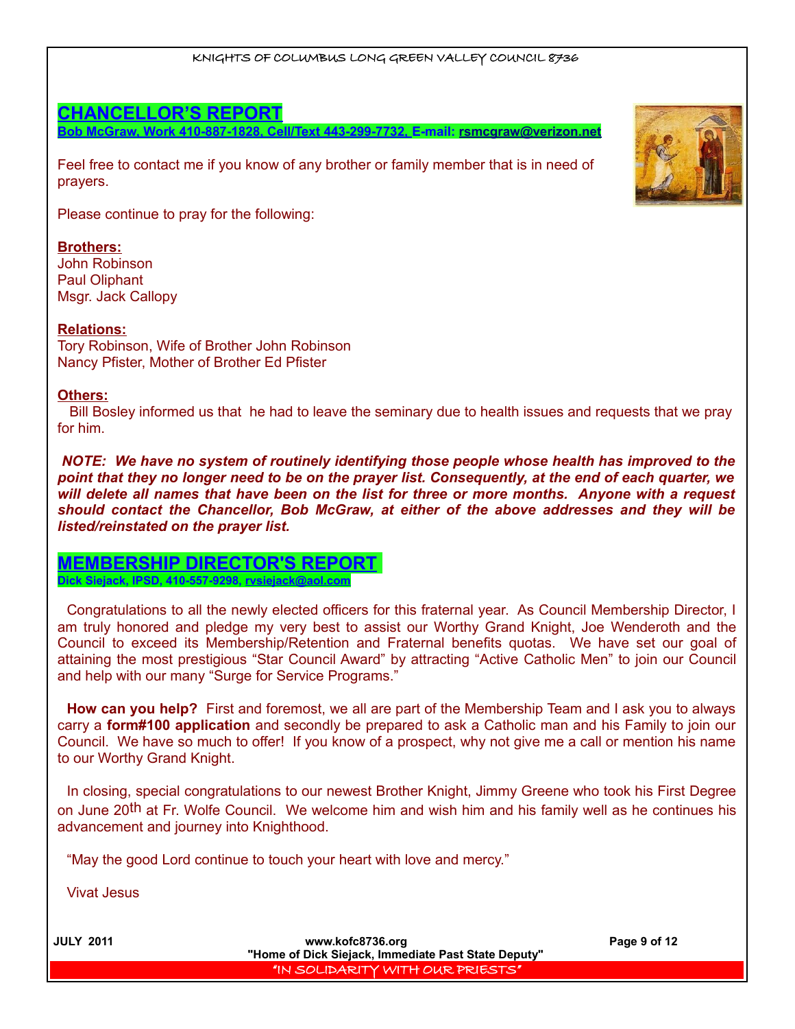## CHANCELLOR'S REPORT

**Bob McGraw, Work 410-887-1828, Cell/Text 443-299-7732, E-mail: rsmcgraw@verizon.net**

Feel free to contact me if you know of any brother or family member that is in need of prayers.

Please continue to pray for the following:

**Brothers:**
John Robinson
Paul Oliphant
Msgr. Jack Callopy

**Relations:**
Tory Robinson, Wife of Brother John Robinson
Nancy Pfister, Mother of Brother Ed Pfister

**Others:**
Bill Bosley informed us that he had to leave the seminary due to health issues and requests that we pray for him.

***NOTE: We have no system of routinely identifying those people whose health has improved to the point that they no longer need to be on the prayer list. Consequently, at the end of each quarter, we will delete all names that have been on the list for three or more months. Anyone with a request should contact the Chancellor, Bob McGraw, at either of the above addresses and they will be listed/reinstated on the prayer list.***

## MEMBERSHIP DIRECTOR'S REPORT

**Dick Siejack, IPSD, 410-557-9298, rvsiejack@aol.com**

Congratulations to all the newly elected officers for this fraternal year. As Council Membership Director, I am truly honored and pledge my very best to assist our Worthy Grand Knight, Joe Wenderoth and the Council to exceed its Membership/Retention and Fraternal benefits quotas. We have set our goal of attaining the most prestigious "Star Council Award" by attracting "Active Catholic Men" to join our Council and help with our many "Surge for Service Programs."

**How can you help?** First and foremost, we all are part of the Membership Team and I ask you to always carry a **form#100 application** and secondly be prepared to ask a Catholic man and his Family to join our Council. We have so much to offer! If you know of a prospect, why not give me a call or mention his name to our Worthy Grand Knight.

In closing, special congratulations to our newest Brother Knight, Jimmy Greene who took his First Degree on June 20th at Fr. Wolfe Council. We welcome him and wish him and his family well as he continues his advancement and journey into Knighthood.

"May the good Lord continue to touch your heart with love and mercy."

Vivat Jesus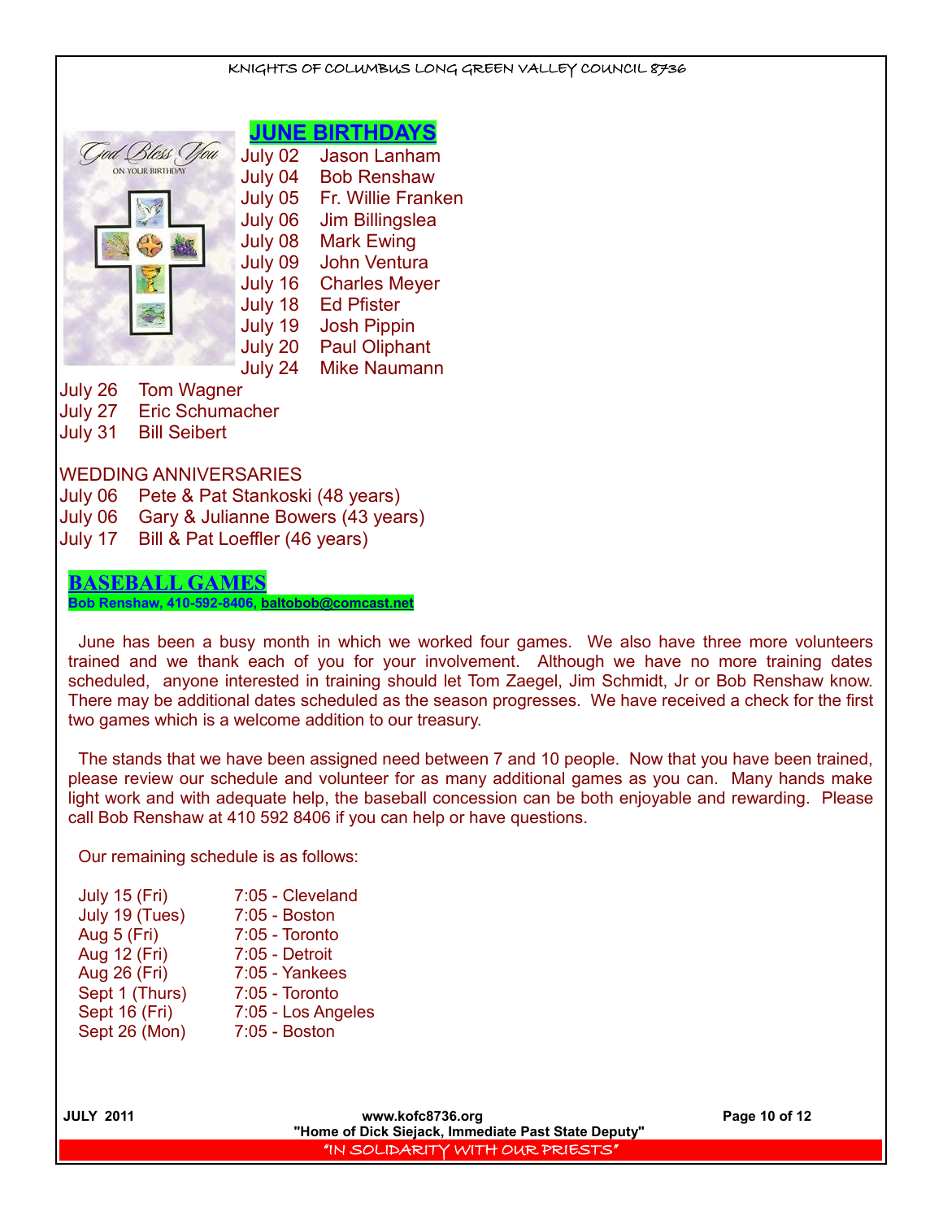## JUNE BIRTHDAYS

July 02 Jason Lanham
July 04 Bob Renshaw
July 05 Fr. Willie Franken
July 06 Jim Billingslea
July 08 Mark Ewing
July 09 John Ventura
July 16 Charles Meyer
July 18 Ed Pfister
July 19 Josh Pippin
July 20 Paul Oliphant
July 24 Mike Naumann
July 26 Tom Wagner
July 27 Eric Schumacher
July 31 Bill Seibert

WEDDING ANNIVERSARIES

July 06 Pete & Pat Stankoski (48 years)
July 06 Gary & Julianne Bowers (43 years)
July 17 Bill & Pat Loeffler (46 years)

## BASEBALL GAMES

**Bob Renshaw, 410-592-8406, baltobob@comcast.net**

June has been a busy month in which we worked four games. We also have three more volunteers trained and we thank each of you for your involvement. Although we have no more training dates scheduled, anyone interested in training should let Tom Zaegel, Jim Schmidt, Jr or Bob Renshaw know. There may be additional dates scheduled as the season progresses. We have received a check for the first two games which is a welcome addition to our treasury.

The stands that we have been assigned need between 7 and 10 people. Now that you have been trained, please review our schedule and volunteer for as many additional games as you can. Many hands make light work and with adequate help, the baseball concession can be both enjoyable and rewarding. Please call Bob Renshaw at 410 592 8406 if you can help or have questions.

Our remaining schedule is as follows:

| | |
|---|---|
| July 15 (Fri) | 7:05 - Cleveland |
| July 19 (Tues) | 7:05 - Boston |
| Aug 5 (Fri) | 7:05 - Toronto |
| Aug 12 (Fri) | 7:05 - Detroit |
| Aug 26 (Fri) | 7:05 - Yankees |
| Sept 1 (Thurs) | 7:05 - Toronto |
| Sept 16 (Fri) | 7:05 - Los Angeles |
| Sept 26 (Mon) | 7:05 - Boston |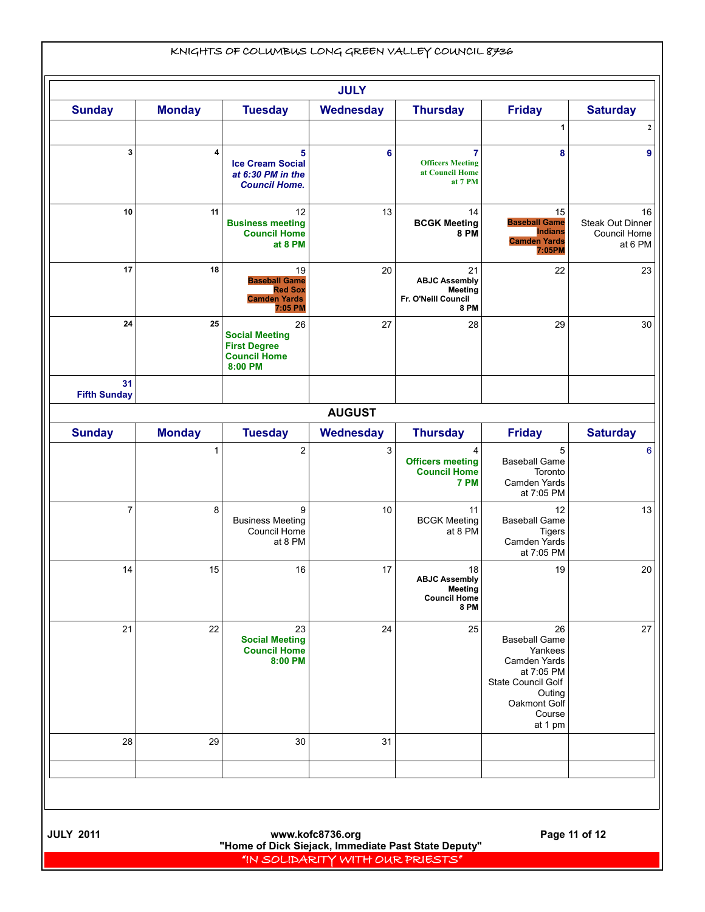KNIGHTS OF COLUMBUS LONG GREEN VALLEY COUNCIL 8736

## JULY

| Sunday | Monday | Tuesday | Wednesday | Thursday | Friday | Saturday |
|---|---|---|---|---|---|---|
| | | | | | 1 | 2 |
| 3 | 4 | 5 **Ice Cream Social** ***at 6:30 PM in the Council Home.*** | 6 | 7 **Officers Meeting at Council Home at 7 PM** | 8 | 9 |
| 10 | 11 | 12 **Business meeting Council Home at 8 PM** | 13 | 14 **BCGK Meeting 8 PM** | 15 **Baseball Game Indians Camden Yards 7:05PM** | 16 Steak Out Dinner Council Home at 6 PM |
| 17 | 18 | 19 **Baseball Game Red Sox Camden Yards 7:05 PM** | 20 | 21 **ABJC Assembly Meeting Fr. O'Neill Council 8 PM** | 22 | 23 |
| 24 | 25 | 26 **Social Meeting First Degree Council Home 8:00 PM** | 27 | 28 | 29 | 30 |
| 31 **Fifth Sunday** | | | | | | |

## AUGUST

| Sunday | Monday | Tuesday | Wednesday | Thursday | Friday | Saturday |
|---|---|---|---|---|---|---|
| | 1 | 2 | 3 | 4 **Officers meeting Council Home 7 PM** | 5 Baseball Game Toronto Camden Yards at 7:05 PM | 6 |
| 7 | 8 | 9 Business Meeting Council Home at 8 PM | 10 | 11 BCGK Meeting at 8 PM | 12 Baseball Game Tigers Camden Yards at 7:05 PM | 13 |
| 14 | 15 | 16 | 17 | 18 **ABJC Assembly Meeting Council Home 8 PM** | 19 | 20 |
| 21 | 22 | 23 **Social Meeting Council Home 8:00 PM** | 24 | 25 | 26 Baseball Game Yankees Camden Yards at 7:05 PM State Council Golf Outing Oakmont Golf Course at 1 pm | 27 |
| 28 | 29 | 30 | 31 | | | |

JULY 2011 www.kofc8736.org
"Home of Dick Siejack, Immediate Past State Deputy"

"IN SOLIDARITY WITH OUR PRIESTS"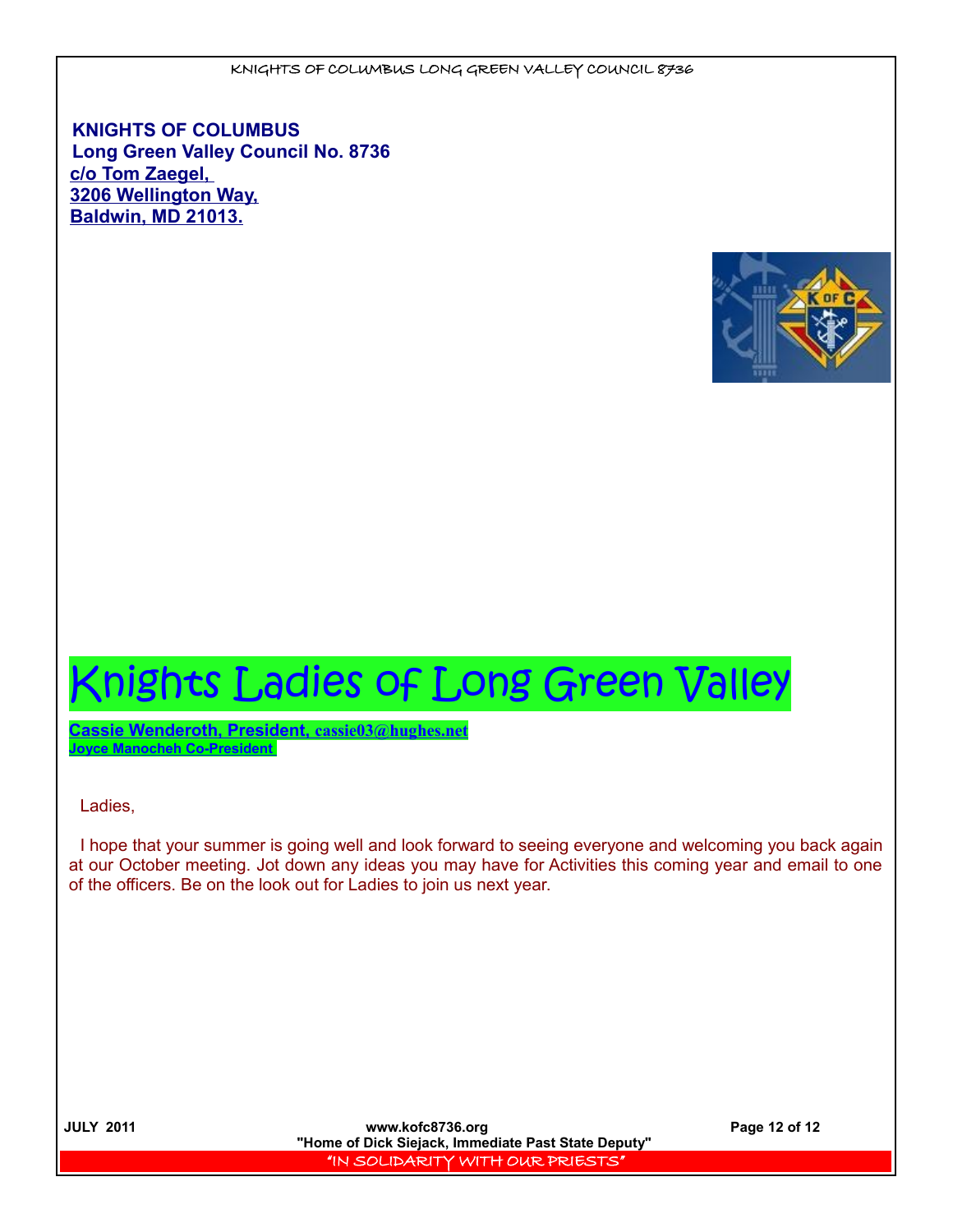**KNIGHTS OF COLUMBUS**
**Long Green Valley Council No. 8736**
**c/o Tom Zaegel,**
**3206 Wellington Way,**
**Baldwin, MD 21013.**

# Knights Ladies of Long Green Valley

**Cassie Wenderoth, President, cassie03@hughes.net**
**Joyce Manocheh Co-President**

Ladies,

I hope that your summer is going well and look forward to seeing everyone and welcoming you back again at our October meeting. Jot down any ideas you may have for Activities this coming year and email to one of the officers. Be on the look out for Ladies to join us next year.